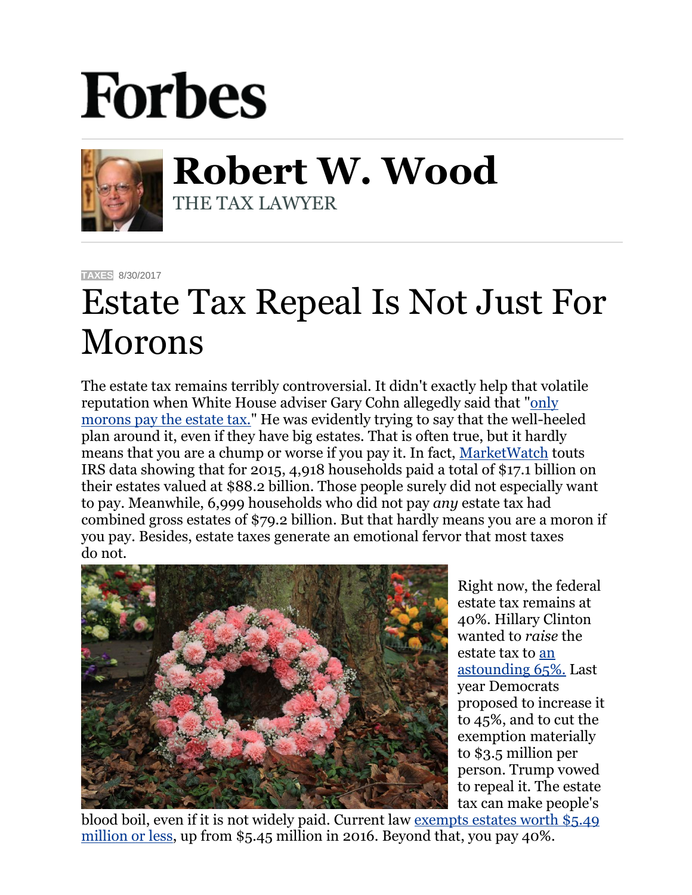# Forbes

## Robert W. Wood

THE TAX LAWYER

TAXES 8/30/2017

# Estate Tax Repeal Is Not Just For Morons

The estate tax remains terribly controversial. It didn't exactly help that volatile reputation when White House adviser Gary Cohn allegedly said that "only morons pay the estate tax." He was evidently trying to say that the well-heeled plan around it, even if they have big estates. That is often true, but it hardly means that you are a chump or worse if you pay it. In fact, MarketWatch touts IRS data showing that for 2015, 4,918 households paid a total of $17.1 billion on their estates valued at $88.2 billion. Those people surely did not especially want to pay. Meanwhile, 6,999 households who did not pay *any* estate tax had combined gross estates of $79.2 billion. But that hardly means you are a moron if you pay. Besides, estate taxes generate an emotional fervor that most taxes do not.

Right now, the federal estate tax remains at 40%. Hillary Clinton wanted to *raise* the estate tax to an astounding 65%. Last year Democrats proposed to increase it to 45%, and to cut the exemption materially to $3.5 million per person. Trump vowed to repeal it. The estate tax can make people's blood boil, even if it is not widely paid. Current law exempts estates worth $5.49 million or less, up from $5.45 million in 2016. Beyond that, you pay 40%.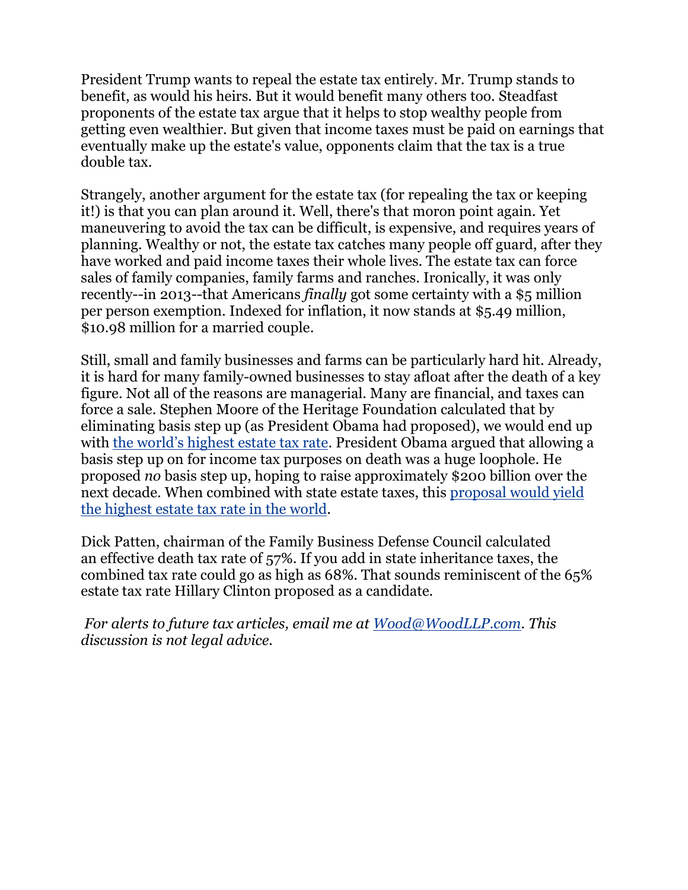President Trump wants to repeal the estate tax entirely. Mr. Trump stands to benefit, as would his heirs. But it would benefit many others too. Steadfast proponents of the estate tax argue that it helps to stop wealthy people from getting even wealthier. But given that income taxes must be paid on earnings that eventually make up the estate's value, opponents claim that the tax is a true double tax.

Strangely, another argument for the estate tax (for repealing the tax or keeping it!) is that you can plan around it. Well, there's that moron point again. Yet maneuvering to avoid the tax can be difficult, is expensive, and requires years of planning. Wealthy or not, the estate tax catches many people off guard, after they have worked and paid income taxes their whole lives. The estate tax can force sales of family companies, family farms and ranches. Ironically, it was only recently--in 2013--that Americans *finally* got some certainty with a $5 million per person exemption. Indexed for inflation, it now stands at $5.49 million, $10.98 million for a married couple.

Still, small and family businesses and farms can be particularly hard hit. Already, it is hard for many family-owned businesses to stay afloat after the death of a key figure. Not all of the reasons are managerial. Many are financial, and taxes can force a sale. Stephen Moore of the Heritage Foundation calculated that by eliminating basis step up (as President Obama had proposed), we would end up with [the world's highest estate tax rate](). President Obama argued that allowing a basis step up on for income tax purposes on death was a huge loophole. He proposed *no* basis step up, hoping to raise approximately $200 billion over the next decade. When combined with state estate taxes, this [proposal would yield the highest estate tax rate in the world]().

Dick Patten, chairman of the Family Business Defense Council calculated an effective death tax rate of 57%. If you add in state inheritance taxes, the combined tax rate could go as high as 68%. That sounds reminiscent of the 65% estate tax rate Hillary Clinton proposed as a candidate.

*For alerts to future tax articles, email me at [Wood@WoodLLP.com](mailto:Wood@WoodLLP.com). This discussion is not legal advice.*